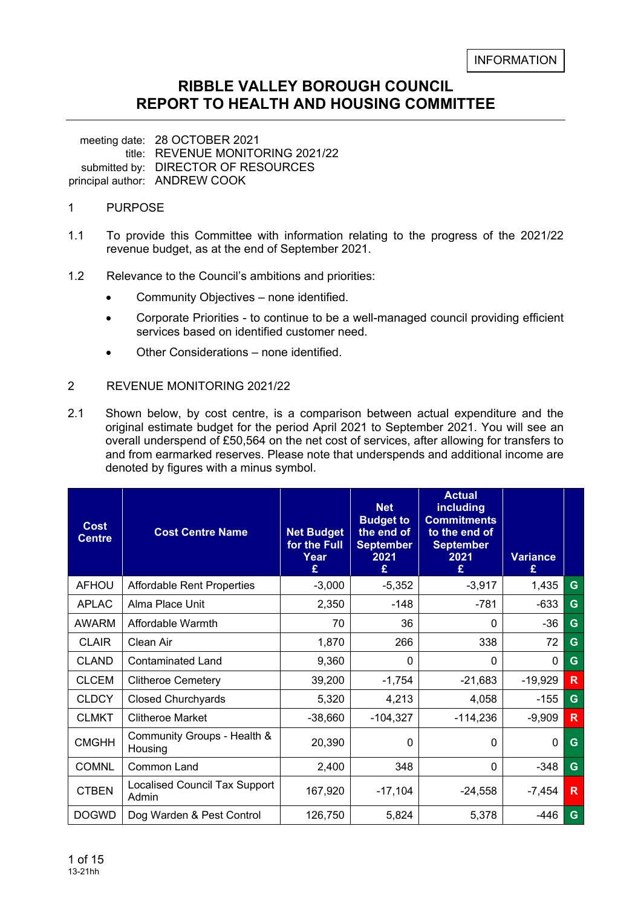INFORMATION

# RIBBLE VALLEY BOROUGH COUNCIL
# REPORT TO HEALTH AND HOUSING COMMITTEE

meeting date: 28 OCTOBER 2021
title: REVENUE MONITORING 2021/22
submitted by: DIRECTOR OF RESOURCES
principal author: ANDREW COOK

1 PURPOSE

1.1 To provide this Committee with information relating to the progress of the 2021/22 revenue budget, as at the end of September 2021.

1.2 Relevance to the Council's ambitions and priorities:

- Community Objectives – none identified.
- Corporate Priorities - to continue to be a well-managed council providing efficient services based on identified customer need.
- Other Considerations – none identified.

2 REVENUE MONITORING 2021/22

2.1 Shown below, by cost centre, is a comparison between actual expenditure and the original estimate budget for the period April 2021 to September 2021. You will see an overall underspend of £50,564 on the net cost of services, after allowing for transfers to and from earmarked reserves. Please note that underspends and additional income are denoted by figures with a minus symbol.

| Cost Centre | Cost Centre Name | Net Budget for the Full Year £ | Net Budget to the end of September 2021 £ | Actual including Commitments to the end of September 2021 £ | Variance £ | |
|---|---|---|---|---|---|---|
| AFHOU | Affordable Rent Properties | -3,000 | -5,352 | -3,917 | 1,435 | G |
| APLAC | Alma Place Unit | 2,350 | -148 | -781 | -633 | G |
| AWARM | Affordable Warmth | 70 | 36 | 0 | -36 | G |
| CLAIR | Clean Air | 1,870 | 266 | 338 | 72 | G |
| CLAND | Contaminated Land | 9,360 | 0 | 0 | 0 | G |
| CLCEM | Clitheroe Cemetery | 39,200 | -1,754 | -21,683 | -19,929 | R |
| CLDCY | Closed Churchyards | 5,320 | 4,213 | 4,058 | -155 | G |
| CLMKT | Clitheroe Market | -38,660 | -104,327 | -114,236 | -9,909 | R |
| CMGHH | Community Groups - Health & Housing | 20,390 | 0 | 0 | 0 | G |
| COMNL | Common Land | 2,400 | 348 | 0 | -348 | G |
| CTBEN | Localised Council Tax Support Admin | 167,920 | -17,104 | -24,558 | -7,454 | R |
| DOGWD | Dog Warden & Pest Control | 126,750 | 5,824 | 5,378 | -446 | G |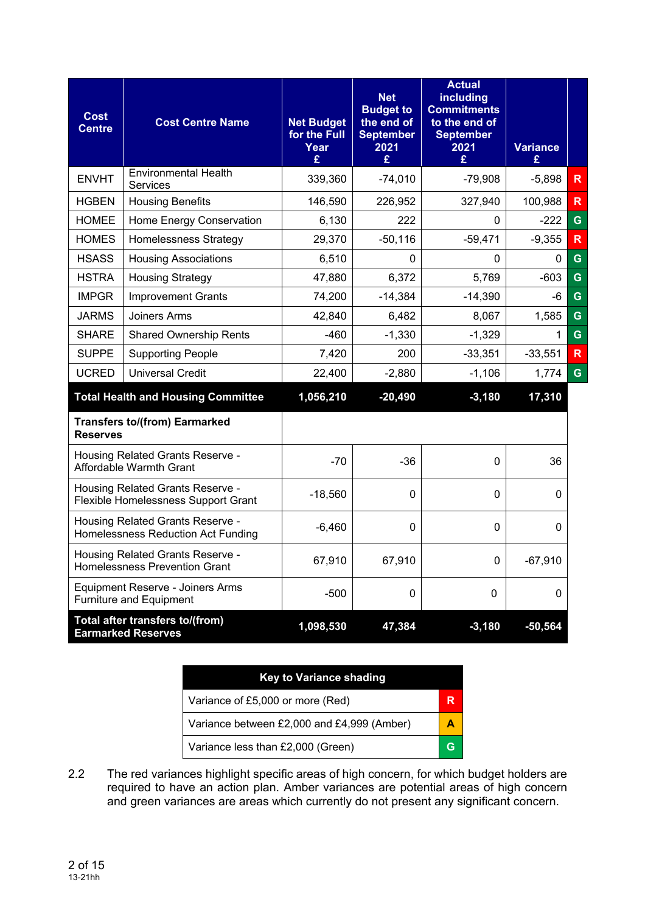| Cost Centre | Cost Centre Name | Net Budget for the Full Year £ | Net Budget to the end of September 2021 £ | Actual including Commitments to the end of September 2021 £ | Variance £ | |
|---|---|---|---|---|---|---|
| ENVHT | Environmental Health Services | 339,360 | -74,010 | -79,908 | -5,898 | R |
| HGBEN | Housing Benefits | 146,590 | 226,952 | 327,940 | 100,988 | R |
| HOMEE | Home Energy Conservation | 6,130 | 222 | 0 | -222 | G |
| HOMES | Homelessness Strategy | 29,370 | -50,116 | -59,471 | -9,355 | R |
| HSASS | Housing Associations | 6,510 | 0 | 0 | 0 | G |
| HSTRA | Housing Strategy | 47,880 | 6,372 | 5,769 | -603 | G |
| IMPGR | Improvement Grants | 74,200 | -14,384 | -14,390 | -6 | G |
| JARMS | Joiners Arms | 42,840 | 6,482 | 8,067 | 1,585 | G |
| SHARE | Shared Ownership Rents | -460 | -1,330 | -1,329 | 1 | G |
| SUPPE | Supporting People | 7,420 | 200 | -33,351 | -33,551 | R |
| UCRED | Universal Credit | 22,400 | -2,880 | -1,106 | 1,774 | G |
| **Total Health and Housing Committee** | | **1,056,210** | **-20,490** | **-3,180** | **17,310** | |
| **Transfers to/(from) Earmarked Reserves** | | | | | | |
| Housing Related Grants Reserve - Affordable Warmth Grant | | -70 | -36 | 0 | 36 | |
| Housing Related Grants Reserve - Flexible Homelessness Support Grant | | -18,560 | 0 | 0 | 0 | |
| Housing Related Grants Reserve - Homelessness Reduction Act Funding | | -6,460 | 0 | 0 | 0 | |
| Housing Related Grants Reserve - Homelessness Prevention Grant | | 67,910 | 67,910 | 0 | -67,910 | |
| Equipment Reserve - Joiners Arms Furniture and Equipment | | -500 | 0 | 0 | 0 | |
| **Total after transfers to/(from) Earmarked Reserves** | | **1,098,530** | **47,384** | **-3,180** | **-50,564** | |

| Key to Variance shading | |
|---|---|
| Variance of £5,000 or more (Red) | R |
| Variance between £2,000 and £4,999 (Amber) | A |
| Variance less than £2,000 (Green) | G |

2.2 The red variances highlight specific areas of high concern, for which budget holders are required to have an action plan. Amber variances are potential areas of high concern and green variances are areas which currently do not present any significant concern.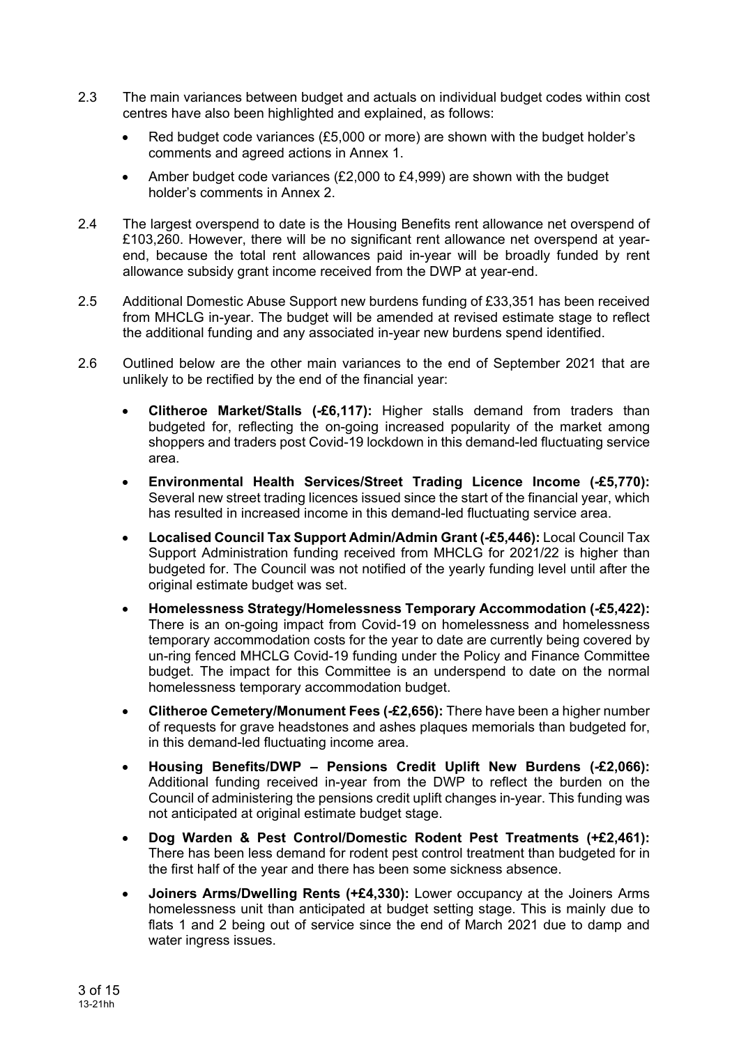2.3 The main variances between budget and actuals on individual budget codes within cost centres have also been highlighted and explained, as follows:

- Red budget code variances (£5,000 or more) are shown with the budget holder's comments and agreed actions in Annex 1.
- Amber budget code variances (£2,000 to £4,999) are shown with the budget holder's comments in Annex 2.

2.4 The largest overspend to date is the Housing Benefits rent allowance net overspend of £103,260. However, there will be no significant rent allowance net overspend at year-end, because the total rent allowances paid in-year will be broadly funded by rent allowance subsidy grant income received from the DWP at year-end.

2.5 Additional Domestic Abuse Support new burdens funding of £33,351 has been received from MHCLG in-year. The budget will be amended at revised estimate stage to reflect the additional funding and any associated in-year new burdens spend identified.

2.6 Outlined below are the other main variances to the end of September 2021 that are unlikely to be rectified by the end of the financial year:

- **Clitheroe Market/Stalls (-£6,117):** Higher stalls demand from traders than budgeted for, reflecting the on-going increased popularity of the market among shoppers and traders post Covid-19 lockdown in this demand-led fluctuating service area.
- **Environmental Health Services/Street Trading Licence Income (-£5,770):** Several new street trading licences issued since the start of the financial year, which has resulted in increased income in this demand-led fluctuating service area.
- **Localised Council Tax Support Admin/Admin Grant (-£5,446):** Local Council Tax Support Administration funding received from MHCLG for 2021/22 is higher than budgeted for. The Council was not notified of the yearly funding level until after the original estimate budget was set.
- **Homelessness Strategy/Homelessness Temporary Accommodation (-£5,422):** There is an on-going impact from Covid-19 on homelessness and homelessness temporary accommodation costs for the year to date are currently being covered by un-ring fenced MHCLG Covid-19 funding under the Policy and Finance Committee budget. The impact for this Committee is an underspend to date on the normal homelessness temporary accommodation budget.
- **Clitheroe Cemetery/Monument Fees (-£2,656):** There have been a higher number of requests for grave headstones and ashes plaques memorials than budgeted for, in this demand-led fluctuating income area.
- **Housing Benefits/DWP – Pensions Credit Uplift New Burdens (-£2,066):** Additional funding received in-year from the DWP to reflect the burden on the Council of administering the pensions credit uplift changes in-year. This funding was not anticipated at original estimate budget stage.
- **Dog Warden & Pest Control/Domestic Rodent Pest Treatments (+£2,461):** There has been less demand for rodent pest control treatment than budgeted for in the first half of the year and there has been some sickness absence.
- **Joiners Arms/Dwelling Rents (+£4,330):** Lower occupancy at the Joiners Arms homelessness unit than anticipated at budget setting stage. This is mainly due to flats 1 and 2 being out of service since the end of March 2021 due to damp and water ingress issues.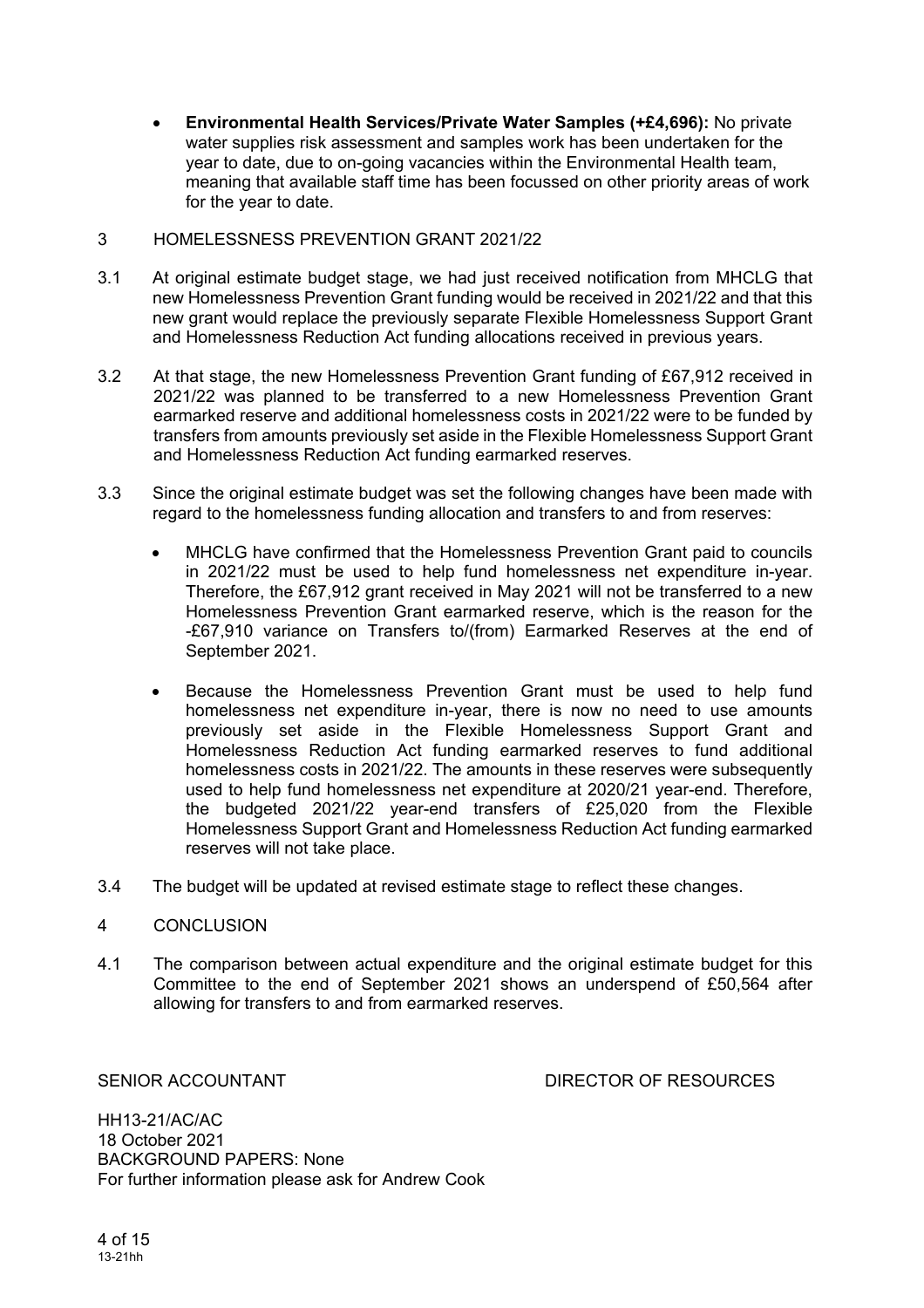- **Environmental Health Services/Private Water Samples (+£4,696):** No private water supplies risk assessment and samples work has been undertaken for the year to date, due to on-going vacancies within the Environmental Health team, meaning that available staff time has been focussed on other priority areas of work for the year to date.

## 3 HOMELESSNESS PREVENTION GRANT 2021/22

3.1 At original estimate budget stage, we had just received notification from MHCLG that new Homelessness Prevention Grant funding would be received in 2021/22 and that this new grant would replace the previously separate Flexible Homelessness Support Grant and Homelessness Reduction Act funding allocations received in previous years.

3.2 At that stage, the new Homelessness Prevention Grant funding of £67,912 received in 2021/22 was planned to be transferred to a new Homelessness Prevention Grant earmarked reserve and additional homelessness costs in 2021/22 were to be funded by transfers from amounts previously set aside in the Flexible Homelessness Support Grant and Homelessness Reduction Act funding earmarked reserves.

3.3 Since the original estimate budget was set the following changes have been made with regard to the homelessness funding allocation and transfers to and from reserves:

- MHCLG have confirmed that the Homelessness Prevention Grant paid to councils in 2021/22 must be used to help fund homelessness net expenditure in-year. Therefore, the £67,912 grant received in May 2021 will not be transferred to a new Homelessness Prevention Grant earmarked reserve, which is the reason for the -£67,910 variance on Transfers to/(from) Earmarked Reserves at the end of September 2021.

- Because the Homelessness Prevention Grant must be used to help fund homelessness net expenditure in-year, there is now no need to use amounts previously set aside in the Flexible Homelessness Support Grant and Homelessness Reduction Act funding earmarked reserves to fund additional homelessness costs in 2021/22. The amounts in these reserves were subsequently used to help fund homelessness net expenditure at 2020/21 year-end. Therefore, the budgeted 2021/22 year-end transfers of £25,020 from the Flexible Homelessness Support Grant and Homelessness Reduction Act funding earmarked reserves will not take place.

3.4 The budget will be updated at revised estimate stage to reflect these changes.

## 4 CONCLUSION

4.1 The comparison between actual expenditure and the original estimate budget for this Committee to the end of September 2021 shows an underspend of £50,564 after allowing for transfers to and from earmarked reserves.

SENIOR ACCOUNTANT　　　　　　　　　　DIRECTOR OF RESOURCES

HH13-21/AC/AC
18 October 2021
BACKGROUND PAPERS: None
For further information please ask for Andrew Cook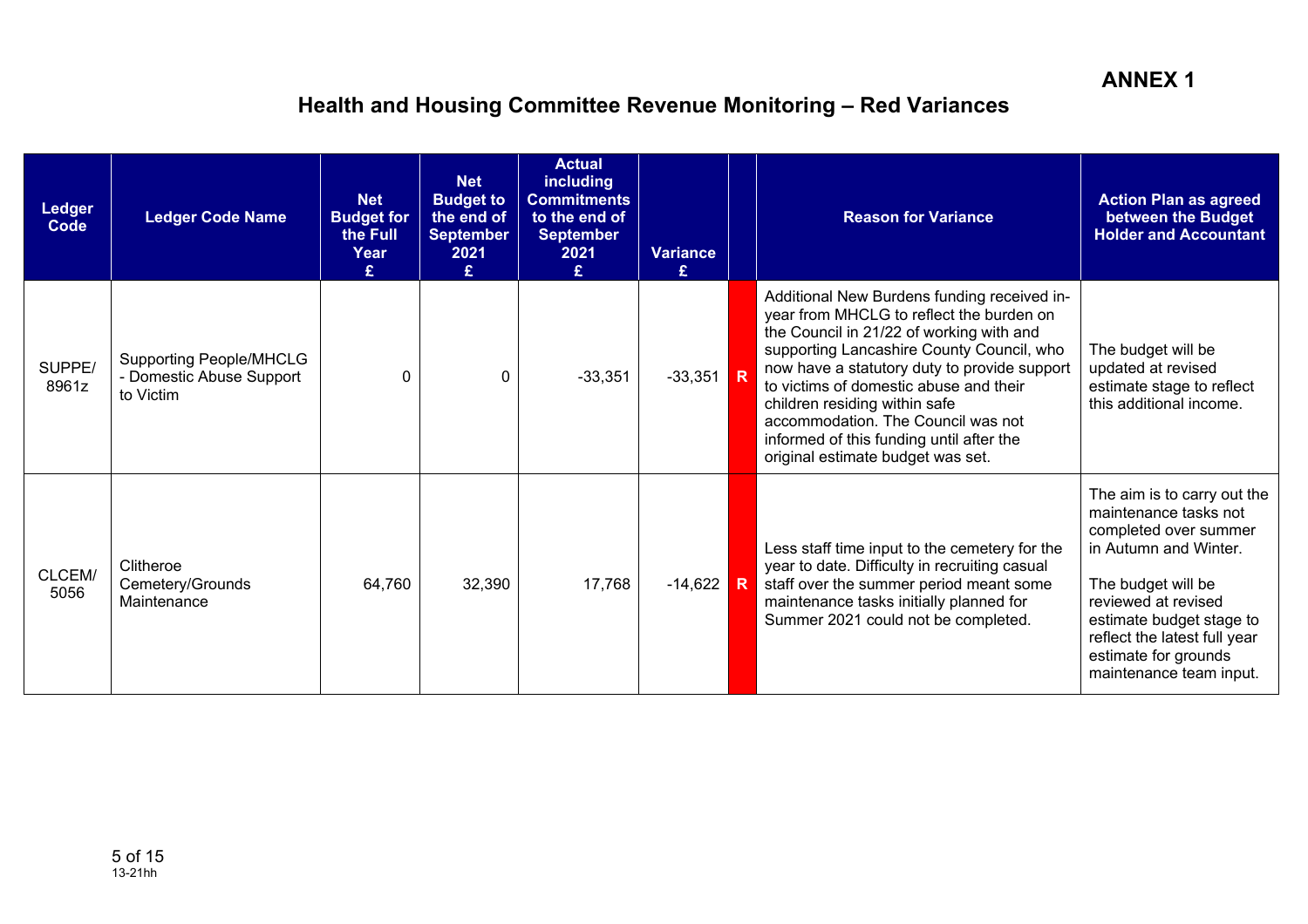**ANNEX 1**

# Health and Housing Committee Revenue Monitoring – Red Variances

| Ledger Code | Ledger Code Name | Net Budget for the Full Year £ | Net Budget to the end of September 2021 £ | Actual including Commitments to the end of September 2021 £ | Variance £ | | Reason for Variance | Action Plan as agreed between the Budget Holder and Accountant |
|---|---|---|---|---|---|---|---|---|
| SUPPE/ 8961z | Supporting People/MHCLG - Domestic Abuse Support to Victim | 0 | 0 | -33,351 | -33,351 | R | Additional New Burdens funding received in-year from MHCLG to reflect the burden on the Council in 21/22 of working with and supporting Lancashire County Council, who now have a statutory duty to provide support to victims of domestic abuse and their children residing within safe accommodation. The Council was not informed of this funding until after the original estimate budget was set. | The budget will be updated at revised estimate stage to reflect this additional income. |
| CLCEM/ 5056 | Clitheroe Cemetery/Grounds Maintenance | 64,760 | 32,390 | 17,768 | -14,622 | R | Less staff time input to the cemetery for the year to date. Difficulty in recruiting casual staff over the summer period meant some maintenance tasks initially planned for Summer 2021 could not be completed. | The aim is to carry out the maintenance tasks not completed over summer in Autumn and Winter.<br><br>The budget will be reviewed at revised estimate budget stage to reflect the latest full year estimate for grounds maintenance team input. |

13-21hh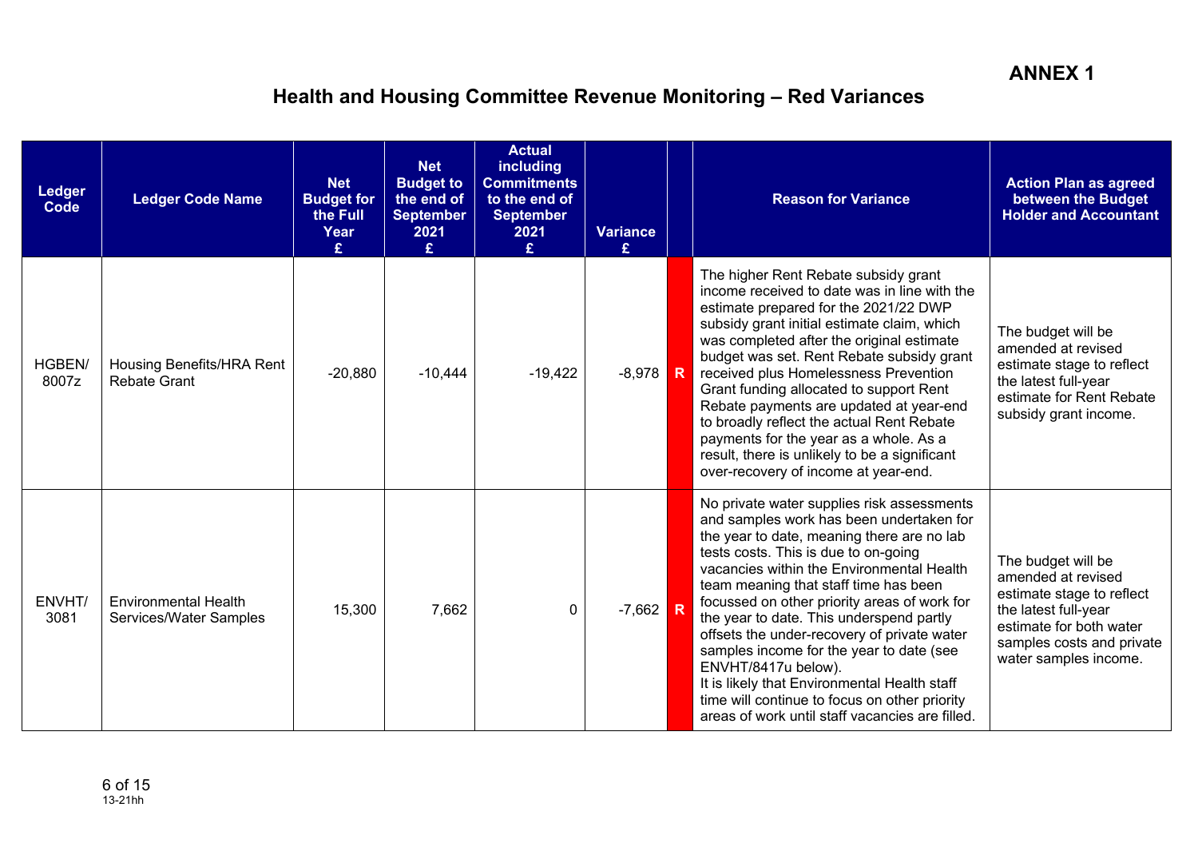**ANNEX 1**

# Health and Housing Committee Revenue Monitoring – Red Variances

| Ledger Code | Ledger Code Name | Net Budget for the Full Year £ | Net Budget to the end of September 2021 £ | Actual including Commitments to the end of September 2021 £ | Variance £ | | Reason for Variance | Action Plan as agreed between the Budget Holder and Accountant |
|---|---|---|---|---|---|---|---|---|
| HGBEN/ 8007z | Housing Benefits/HRA Rent Rebate Grant | -20,880 | -10,444 | -19,422 | -8,978 | R | The higher Rent Rebate subsidy grant income received to date was in line with the estimate prepared for the 2021/22 DWP subsidy grant initial estimate claim, which was completed after the original estimate budget was set. Rent Rebate subsidy grant received plus Homelessness Prevention Grant funding allocated to support Rent Rebate payments are updated at year-end to broadly reflect the actual Rent Rebate payments for the year as a whole. As a result, there is unlikely to be a significant over-recovery of income at year-end. | The budget will be amended at revised estimate stage to reflect the latest full-year estimate for Rent Rebate subsidy grant income. |
| ENVHT/ 3081 | Environmental Health Services/Water Samples | 15,300 | 7,662 | 0 | -7,662 | R | No private water supplies risk assessments and samples work has been undertaken for the year to date, meaning there are no lab tests costs. This is due to on-going vacancies within the Environmental Health team meaning that staff time has been focussed on other priority areas of work for the year to date. This underspend partly offsets the under-recovery of private water samples income for the year to date (see ENVHT/8417u below).<br>It is likely that Environmental Health staff time will continue to focus on other priority areas of work until staff vacancies are filled. | The budget will be amended at revised estimate stage to reflect the latest full-year estimate for both water samples costs and private water samples income. |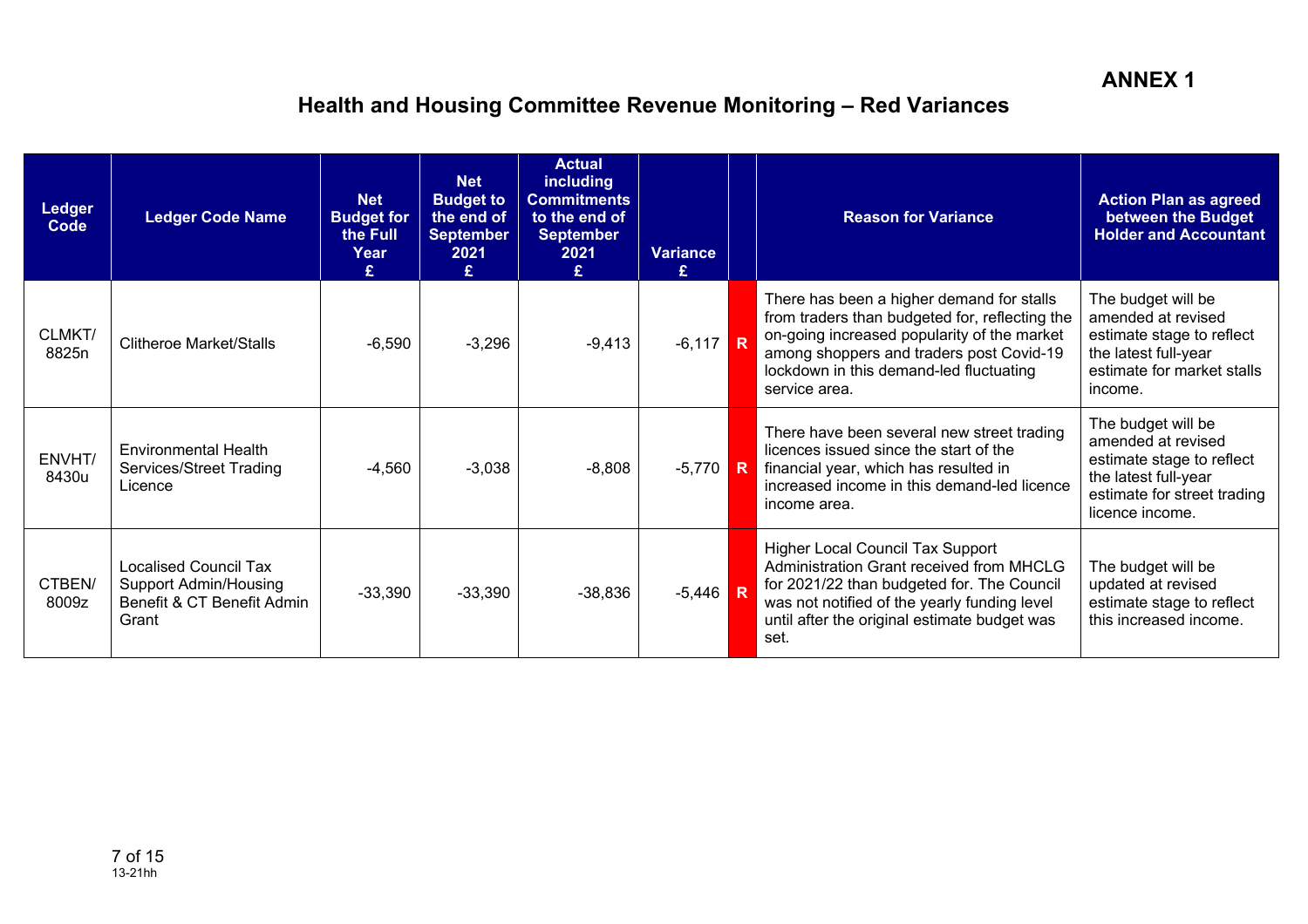**ANNEX 1**

# Health and Housing Committee Revenue Monitoring – Red Variances

| Ledger Code | Ledger Code Name | Net Budget for the Full Year £ | Net Budget to the end of September 2021 £ | Actual including Commitments to the end of September 2021 £ | Variance £ | | Reason for Variance | Action Plan as agreed between the Budget Holder and Accountant |
|---|---|---|---|---|---|---|---|---|
| CLMKT/ 8825n | Clitheroe Market/Stalls | -6,590 | -3,296 | -9,413 | -6,117 | R | There has been a higher demand for stalls from traders than budgeted for, reflecting the on-going increased popularity of the market among shoppers and traders post Covid-19 lockdown in this demand-led fluctuating service area. | The budget will be amended at revised estimate stage to reflect the latest full-year estimate for market stalls income. |
| ENVHT/ 8430u | Environmental Health Services/Street Trading Licence | -4,560 | -3,038 | -8,808 | -5,770 | R | There have been several new street trading licences issued since the start of the financial year, which has resulted in increased income in this demand-led licence income area. | The budget will be amended at revised estimate stage to reflect the latest full-year estimate for street trading licence income. |
| CTBEN/ 8009z | Localised Council Tax Support Admin/Housing Benefit & CT Benefit Admin Grant | -33,390 | -33,390 | -38,836 | -5,446 | R | Higher Local Council Tax Support Administration Grant received from MHCLG for 2021/22 than budgeted for. The Council was not notified of the yearly funding level until after the original estimate budget was set. | The budget will be updated at revised estimate stage to reflect this increased income. |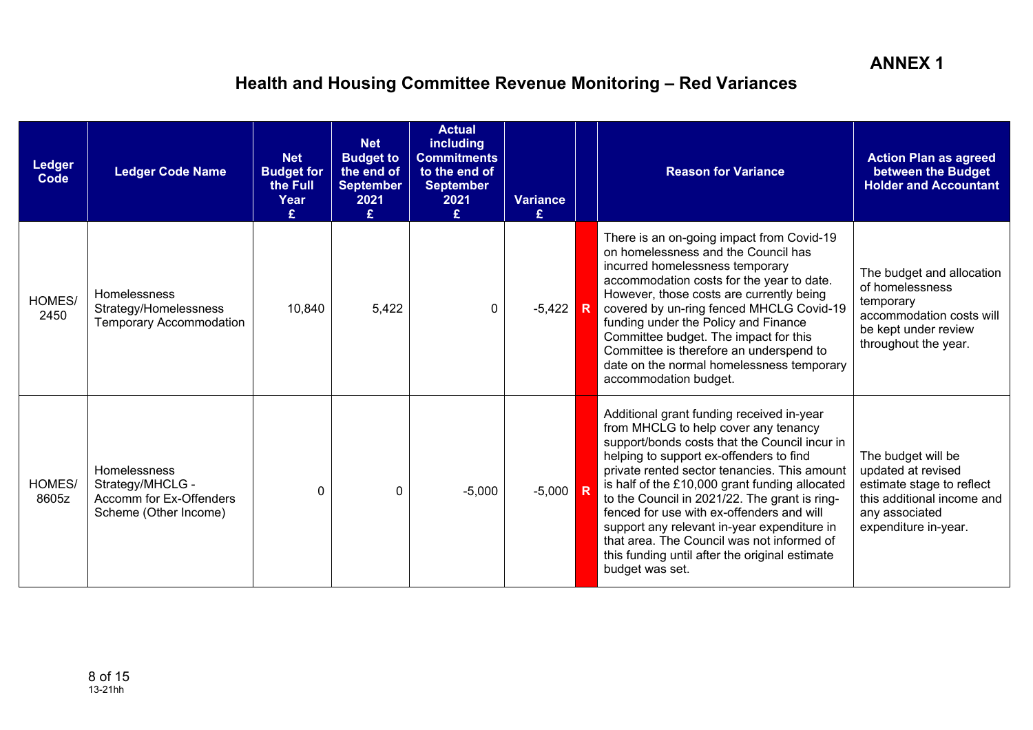**ANNEX 1**

# Health and Housing Committee Revenue Monitoring – Red Variances

| Ledger Code | Ledger Code Name | Net Budget for the Full Year £ | Net Budget to the end of September 2021 £ | Actual including Commitments to the end of September 2021 £ | Variance £ | | Reason for Variance | Action Plan as agreed between the Budget Holder and Accountant |
|---|---|---|---|---|---|---|---|---|
| HOMES/ 2450 | Homelessness Strategy/Homelessness Temporary Accommodation | 10,840 | 5,422 | 0 | -5,422 | R | There is an on-going impact from Covid-19 on homelessness and the Council has incurred homelessness temporary accommodation costs for the year to date. However, those costs are currently being covered by un-ring fenced MHCLG Covid-19 funding under the Policy and Finance Committee budget. The impact for this Committee is therefore an underspend to date on the normal homelessness temporary accommodation budget. | The budget and allocation of homelessness temporary accommodation costs will be kept under review throughout the year. |
| HOMES/ 8605z | Homelessness Strategy/MHCLG - Accomm for Ex-Offenders Scheme (Other Income) | 0 | 0 | -5,000 | -5,000 | R | Additional grant funding received in-year from MHCLG to help cover any tenancy support/bonds costs that the Council incur in helping to support ex-offenders to find private rented sector tenancies. This amount is half of the £10,000 grant funding allocated to the Council in 2021/22. The grant is ring-fenced for use with ex-offenders and will support any relevant in-year expenditure in that area. The Council was not informed of this funding until after the original estimate budget was set. | The budget will be updated at revised estimate stage to reflect this additional income and any associated expenditure in-year. |

13-21hh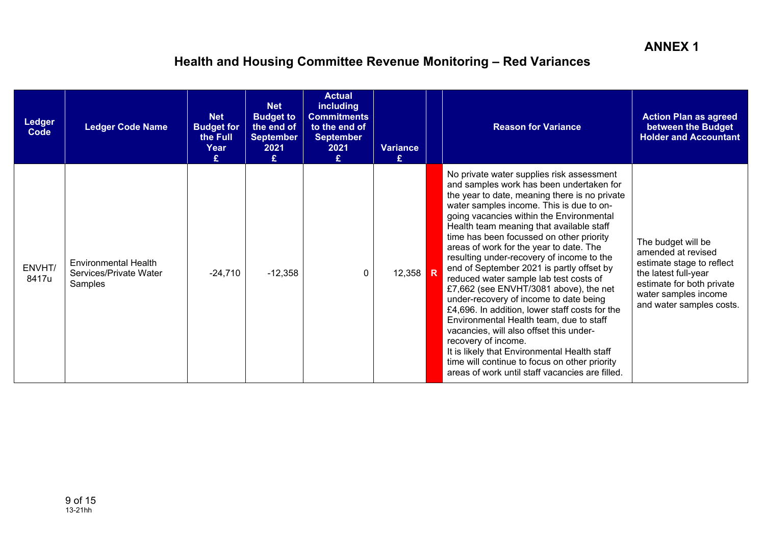**ANNEX 1**

# Health and Housing Committee Revenue Monitoring – Red Variances

| Ledger Code | Ledger Code Name | Net Budget for the Full Year £ | Net Budget to the end of September 2021 £ | Actual including Commitments to the end of September 2021 £ | Variance £ | | Reason for Variance | Action Plan as agreed between the Budget Holder and Accountant |
|---|---|---|---|---|---|---|---|---|
| ENVHT/ 8417u | Environmental Health Services/Private Water Samples | -24,710 | -12,358 | 0 | 12,358 | R | No private water supplies risk assessment and samples work has been undertaken for the year to date, meaning there is no private water samples income. This is due to on-going vacancies within the Environmental Health team meaning that available staff time has been focussed on other priority areas of work for the year to date. The resulting under-recovery of income to the end of September 2021 is partly offset by reduced water sample lab test costs of £7,662 (see ENVHT/3081 above), the net under-recovery of income to date being £4,696. In addition, lower staff costs for the Environmental Health team, due to staff vacancies, will also offset this under-recovery of income.<br>It is likely that Environmental Health staff time will continue to focus on other priority areas of work until staff vacancies are filled. | The budget will be amended at revised estimate stage to reflect the latest full-year estimate for both private water samples income and water samples costs. |

13-21hh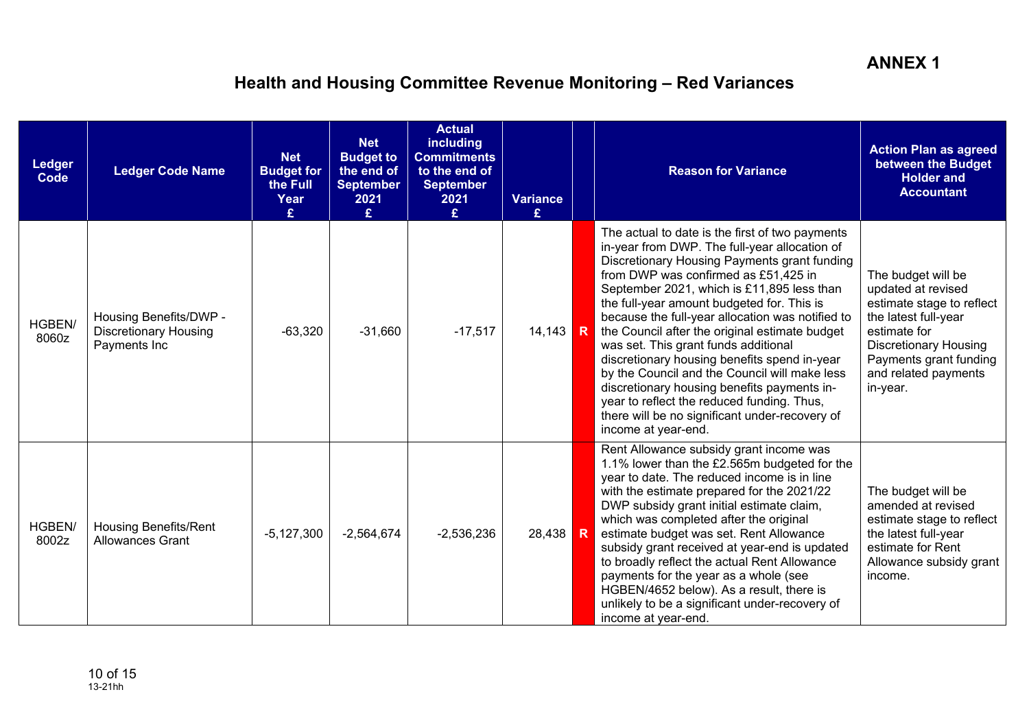**ANNEX 1**

# Health and Housing Committee Revenue Monitoring – Red Variances

| Ledger Code | Ledger Code Name | Net Budget for the Full Year £ | Net Budget to the end of September 2021 £ | Actual including Commitments to the end of September 2021 £ | Variance £ | | Reason for Variance | Action Plan as agreed between the Budget Holder and Accountant |
|---|---|---|---|---|---|---|---|---|
| HGBEN/ 8060z | Housing Benefits/DWP - Discretionary Housing Payments Inc | -63,320 | -31,660 | -17,517 | 14,143 | R | The actual to date is the first of two payments in-year from DWP. The full-year allocation of Discretionary Housing Payments grant funding from DWP was confirmed as £51,425 in September 2021, which is £11,895 less than the full-year amount budgeted for. This is because the full-year allocation was notified to the Council after the original estimate budget was set. This grant funds additional discretionary housing benefits spend in-year by the Council and the Council will make less discretionary housing benefits payments in-year to reflect the reduced funding. Thus, there will be no significant under-recovery of income at year-end. | The budget will be updated at revised estimate stage to reflect the latest full-year estimate for Discretionary Housing Payments grant funding and related payments in-year. |
| HGBEN/ 8002z | Housing Benefits/Rent Allowances Grant | -5,127,300 | -2,564,674 | -2,536,236 | 28,438 | R | Rent Allowance subsidy grant income was 1.1% lower than the £2.565m budgeted for the year to date. The reduced income is in line with the estimate prepared for the 2021/22 DWP subsidy grant initial estimate claim, which was completed after the original estimate budget was set. Rent Allowance subsidy grant received at year-end is updated to broadly reflect the actual Rent Allowance payments for the year as a whole (see HGBEN/4652 below). As a result, there is unlikely to be a significant under-recovery of income at year-end. | The budget will be amended at revised estimate stage to reflect the latest full-year estimate for Rent Allowance subsidy grant income. |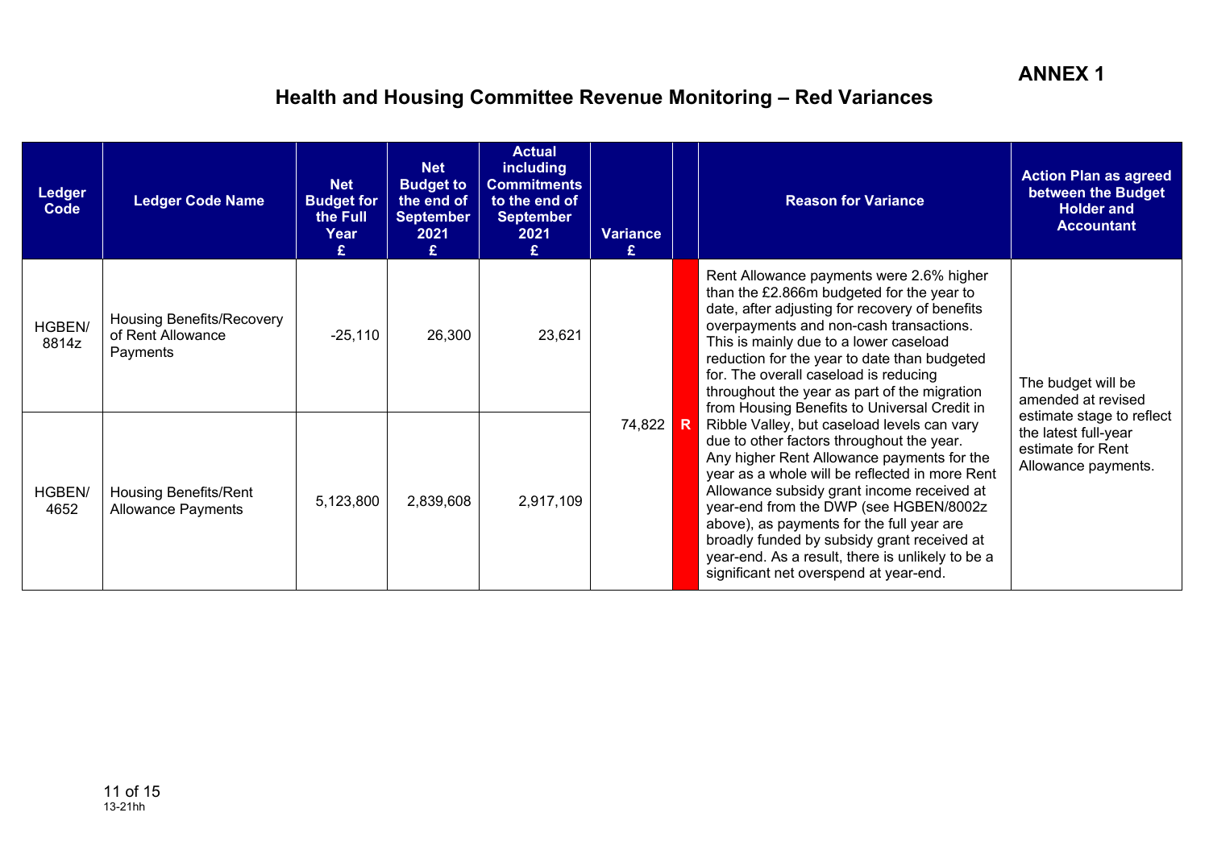**ANNEX 1**

## Health and Housing Committee Revenue Monitoring – Red Variances

| Ledger Code | Ledger Code Name | Net Budget for the Full Year £ | Net Budget to the end of September 2021 £ | Actual including Commitments to the end of September 2021 £ | Variance £ | | Reason for Variance | Action Plan as agreed between the Budget Holder and Accountant |
|---|---|---|---|---|---|---|---|---|
| HGBEN/ 8814z | Housing Benefits/Recovery of Rent Allowance Payments | -25,110 | 26,300 | 23,621 | 74,822 | R | Rent Allowance payments were 2.6% higher than the £2.866m budgeted for the year to date, after adjusting for recovery of benefits overpayments and non-cash transactions. This is mainly due to a lower caseload reduction for the year to date than budgeted for. The overall caseload is reducing throughout the year as part of the migration from Housing Benefits to Universal Credit in Ribble Valley, but caseload levels can vary due to other factors throughout the year. Any higher Rent Allowance payments for the year as a whole will be reflected in more Rent Allowance subsidy grant income received at year-end from the DWP (see HGBEN/8002z above), as payments for the full year are broadly funded by subsidy grant received at year-end. As a result, there is unlikely to be a significant net overspend at year-end. | The budget will be amended at revised estimate stage to reflect the latest full-year estimate for Rent Allowance payments. |
| HGBEN/ 4652 | Housing Benefits/Rent Allowance Payments | 5,123,800 | 2,839,608 | 2,917,109 | | | | |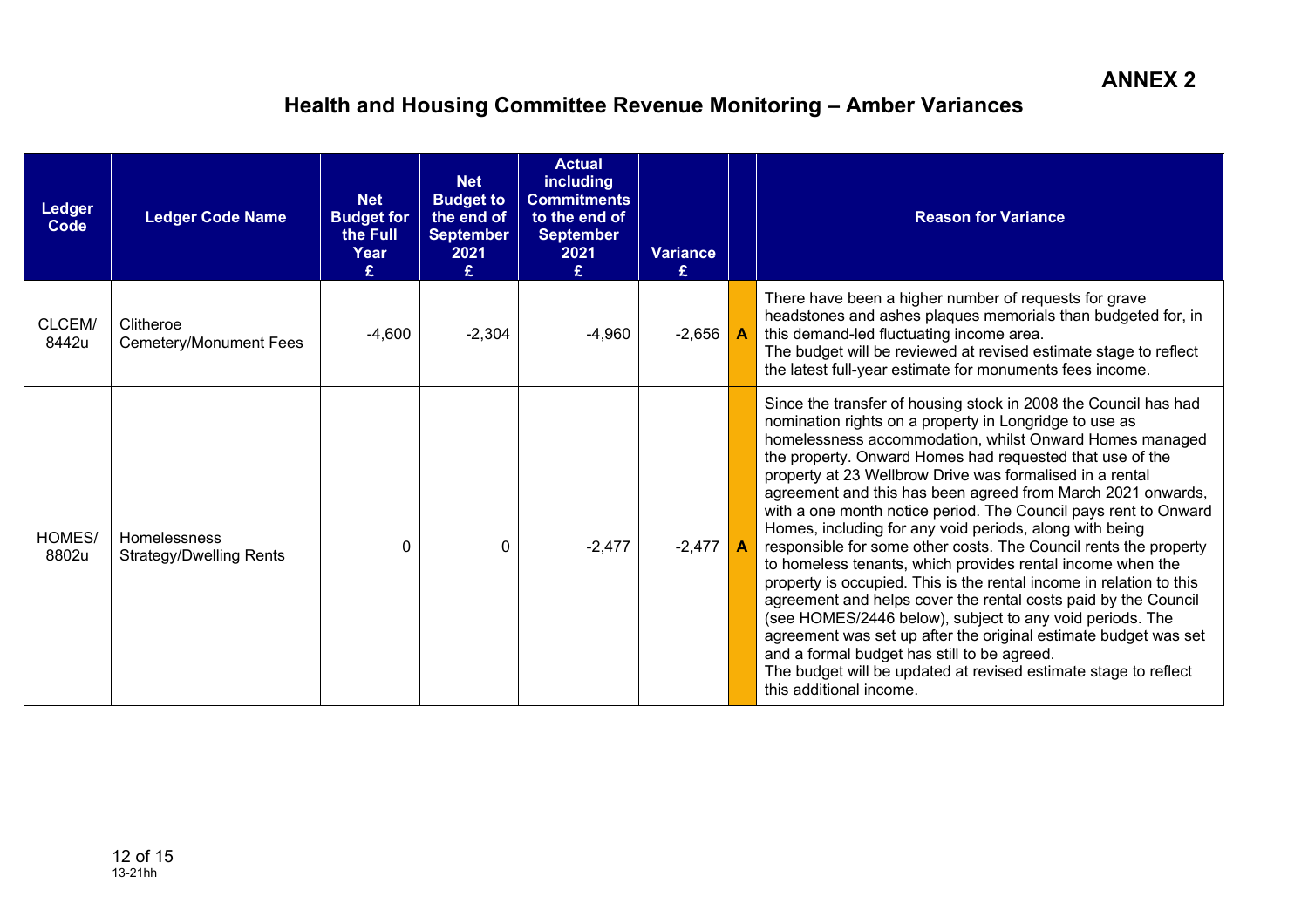**ANNEX 2**

# Health and Housing Committee Revenue Monitoring – Amber Variances

| Ledger Code | Ledger Code Name | Net Budget for the Full Year £ | Net Budget to the end of September 2021 £ | Actual including Commitments to the end of September 2021 £ | Variance £ | | Reason for Variance |
|---|---|---|---|---|---|---|---|
| CLCEM/ 8442u | Clitheroe Cemetery/Monument Fees | -4,600 | -2,304 | -4,960 | -2,656 | A | There have been a higher number of requests for grave headstones and ashes plaques memorials than budgeted for, in this demand-led fluctuating income area. The budget will be reviewed at revised estimate stage to reflect the latest full-year estimate for monuments fees income. |
| HOMES/ 8802u | Homelessness Strategy/Dwelling Rents | 0 | 0 | -2,477 | -2,477 | A | Since the transfer of housing stock in 2008 the Council has had nomination rights on a property in Longridge to use as homelessness accommodation, whilst Onward Homes managed the property. Onward Homes had requested that use of the property at 23 Wellbrow Drive was formalised in a rental agreement and this has been agreed from March 2021 onwards, with a one month notice period. The Council pays rent to Onward Homes, including for any void periods, along with being responsible for some other costs. The Council rents the property to homeless tenants, which provides rental income when the property is occupied. This is the rental income in relation to this agreement and helps cover the rental costs paid by the Council (see HOMES/2446 below), subject to any void periods. The agreement was set up after the original estimate budget was set and a formal budget has still to be agreed. The budget will be updated at revised estimate stage to reflect this additional income. |

13-21hh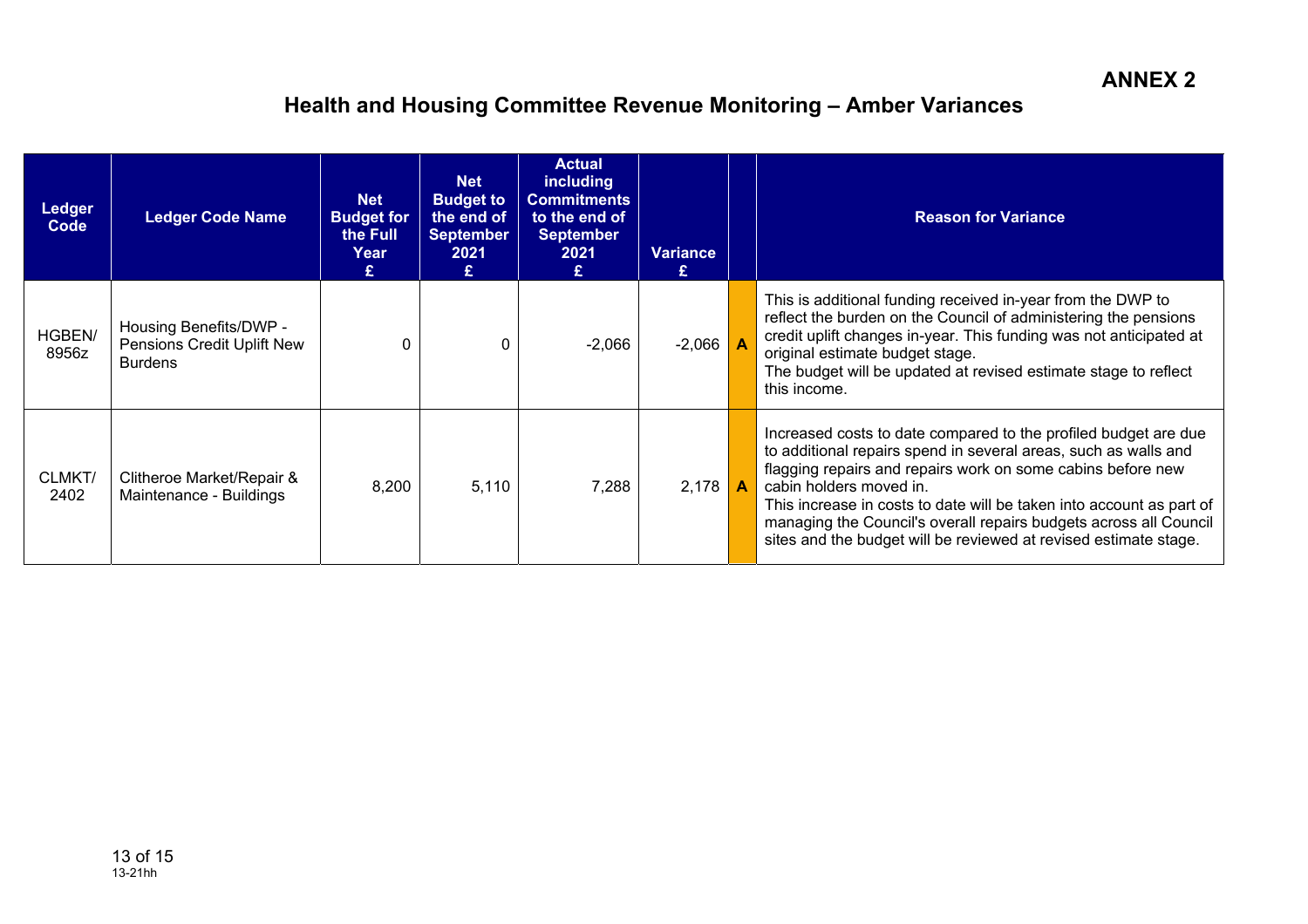**ANNEX 2**

# Health and Housing Committee Revenue Monitoring – Amber Variances

| Ledger Code | Ledger Code Name | Net Budget for the Full Year £ | Net Budget to the end of September 2021 £ | Actual including Commitments to the end of September 2021 £ | Variance £ | | Reason for Variance |
|---|---|---|---|---|---|---|---|
| HGBEN/ 8956z | Housing Benefits/DWP - Pensions Credit Uplift New Burdens | 0 | 0 | -2,066 | -2,066 | A | This is additional funding received in-year from the DWP to reflect the burden on the Council of administering the pensions credit uplift changes in-year. This funding was not anticipated at original estimate budget stage. The budget will be updated at revised estimate stage to reflect this income. |
| CLMKT/ 2402 | Clitheroe Market/Repair & Maintenance - Buildings | 8,200 | 5,110 | 7,288 | 2,178 | A | Increased costs to date compared to the profiled budget are due to additional repairs spend in several areas, such as walls and flagging repairs and repairs work on some cabins before new cabin holders moved in. This increase in costs to date will be taken into account as part of managing the Council's overall repairs budgets across all Council sites and the budget will be reviewed at revised estimate stage. |

13-21hh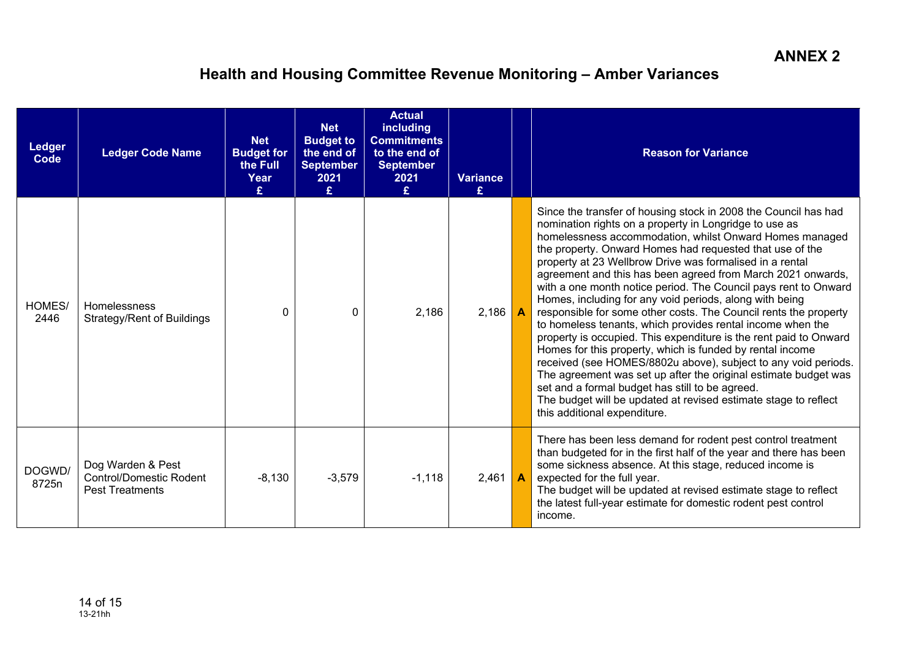**ANNEX 2**

# Health and Housing Committee Revenue Monitoring – Amber Variances

| Ledger Code | Ledger Code Name | Net Budget for the Full Year £ | Net Budget to the end of September 2021 £ | Actual including Commitments to the end of September 2021 £ | Variance £ | | Reason for Variance |
|---|---|---|---|---|---|---|---|
| HOMES/ 2446 | Homelessness Strategy/Rent of Buildings | 0 | 0 | 2,186 | 2,186 | A | Since the transfer of housing stock in 2008 the Council has had nomination rights on a property in Longridge to use as homelessness accommodation, whilst Onward Homes managed the property. Onward Homes had requested that use of the property at 23 Wellbrow Drive was formalised in a rental agreement and this has been agreed from March 2021 onwards, with a one month notice period. The Council pays rent to Onward Homes, including for any void periods, along with being responsible for some other costs. The Council rents the property to homeless tenants, which provides rental income when the property is occupied. This expenditure is the rent paid to Onward Homes for this property, which is funded by rental income received (see HOMES/8802u above), subject to any void periods. The agreement was set up after the original estimate budget was set and a formal budget has still to be agreed. The budget will be updated at revised estimate stage to reflect this additional expenditure. |
| DOGWD/ 8725n | Dog Warden & Pest Control/Domestic Rodent Pest Treatments | -8,130 | -3,579 | -1,118 | 2,461 | A | There has been less demand for rodent pest control treatment than budgeted for in the first half of the year and there has been some sickness absence. At this stage, reduced income is expected for the full year. The budget will be updated at revised estimate stage to reflect the latest full-year estimate for domestic rodent pest control income. |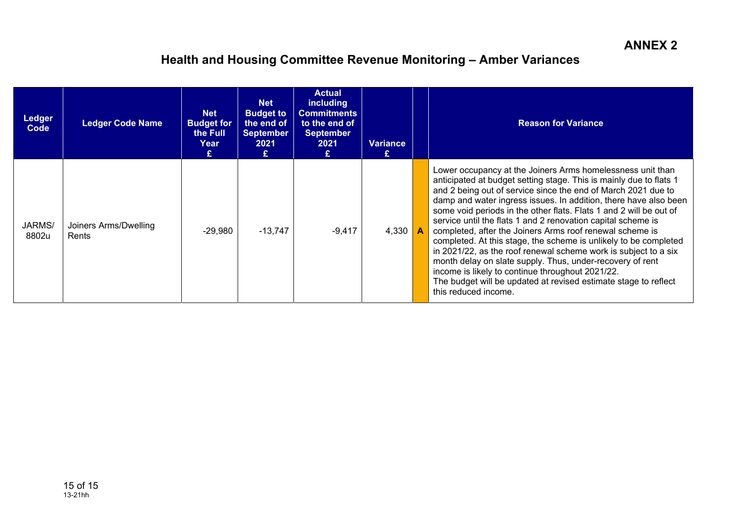**ANNEX 2**

# Health and Housing Committee Revenue Monitoring – Amber Variances

| Ledger Code | Ledger Code Name | Net Budget for the Full Year £ | Net Budget to the end of September 2021 £ | Actual including Commitments to the end of September 2021 £ | Variance £ | | Reason for Variance |
|---|---|---|---|---|---|---|---|
| JARMS/ 8802u | Joiners Arms/Dwelling Rents | -29,980 | -13,747 | -9,417 | 4,330 | A | Lower occupancy at the Joiners Arms homelessness unit than anticipated at budget setting stage. This is mainly due to flats 1 and 2 being out of service since the end of March 2021 due to damp and water ingress issues. In addition, there have also been some void periods in the other flats. Flats 1 and 2 will be out of service until the flats 1 and 2 renovation capital scheme is completed, after the Joiners Arms roof renewal scheme is completed. At this stage, the scheme is unlikely to be completed in 2021/22, as the roof renewal scheme work is subject to a six month delay on slate supply. Thus, under-recovery of rent income is likely to continue throughout 2021/22. The budget will be updated at revised estimate stage to reflect this reduced income. |

13-21hh